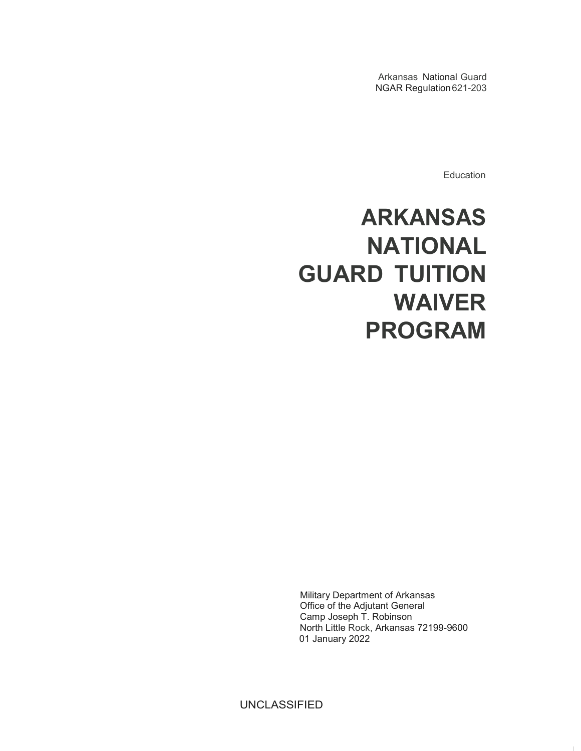Arkansas National Guard
NGAR Regulation 621-203

Education

# ARKANSAS NATIONAL GUARD TUITION WAIVER PROGRAM

Military Department of Arkansas
Office of the Adjutant General
Camp Joseph T. Robinson
North Little Rock, Arkansas 72199-9600
01 January 2022

UNCLASSIFIED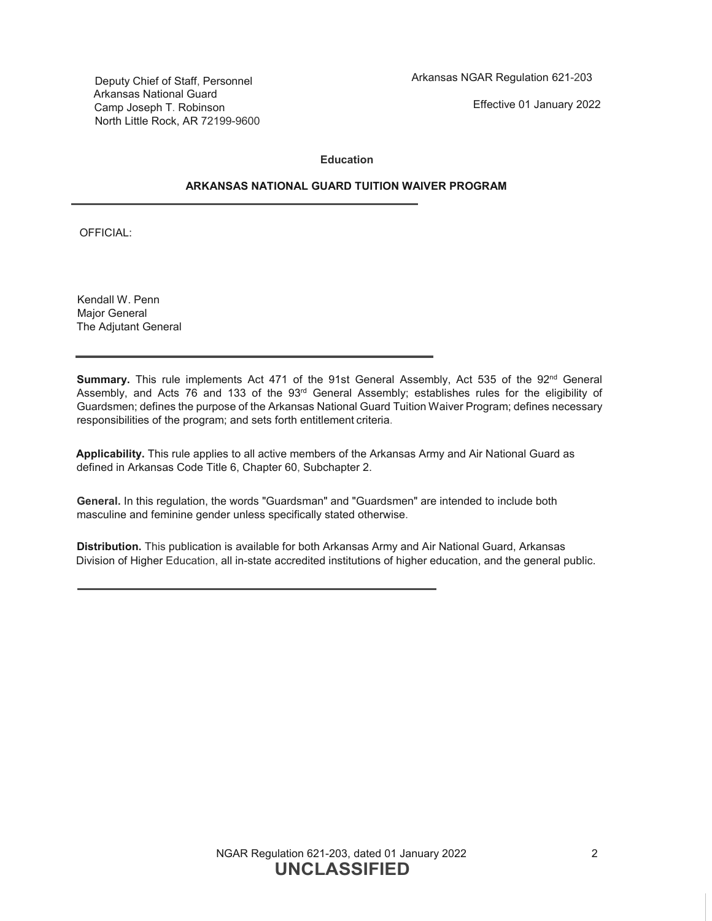Deputy Chief of Staff, Personnel
Arkansas National Guard
Camp Joseph T. Robinson
North Little Rock, AR 72199-9600

Arkansas NGAR Regulation 621-203

Effective 01 January 2022

**Education**

**ARKANSAS NATIONAL GUARD TUITION WAIVER PROGRAM**

---

OFFICIAL:

Kendall W. Penn
Major General
The Adjutant General

---

**Summary.** This rule implements Act 471 of the 91st General Assembly, Act 535 of the 92nd General Assembly, and Acts 76 and 133 of the 93rd General Assembly; establishes rules for the eligibility of Guardsmen; defines the purpose of the Arkansas National Guard Tuition Waiver Program; defines necessary responsibilities of the program; and sets forth entitlement criteria.

**Applicability.** This rule applies to all active members of the Arkansas Army and Air National Guard as defined in Arkansas Code Title 6, Chapter 60, Subchapter 2.

**General.** In this regulation, the words "Guardsman" and "Guardsmen" are intended to include both masculine and feminine gender unless specifically stated otherwise.

**Distribution.** This publication is available for both Arkansas Army and Air National Guard, Arkansas Division of Higher Education, all in-state accredited institutions of higher education, and the general public.

---

**UNCLASSIFIED**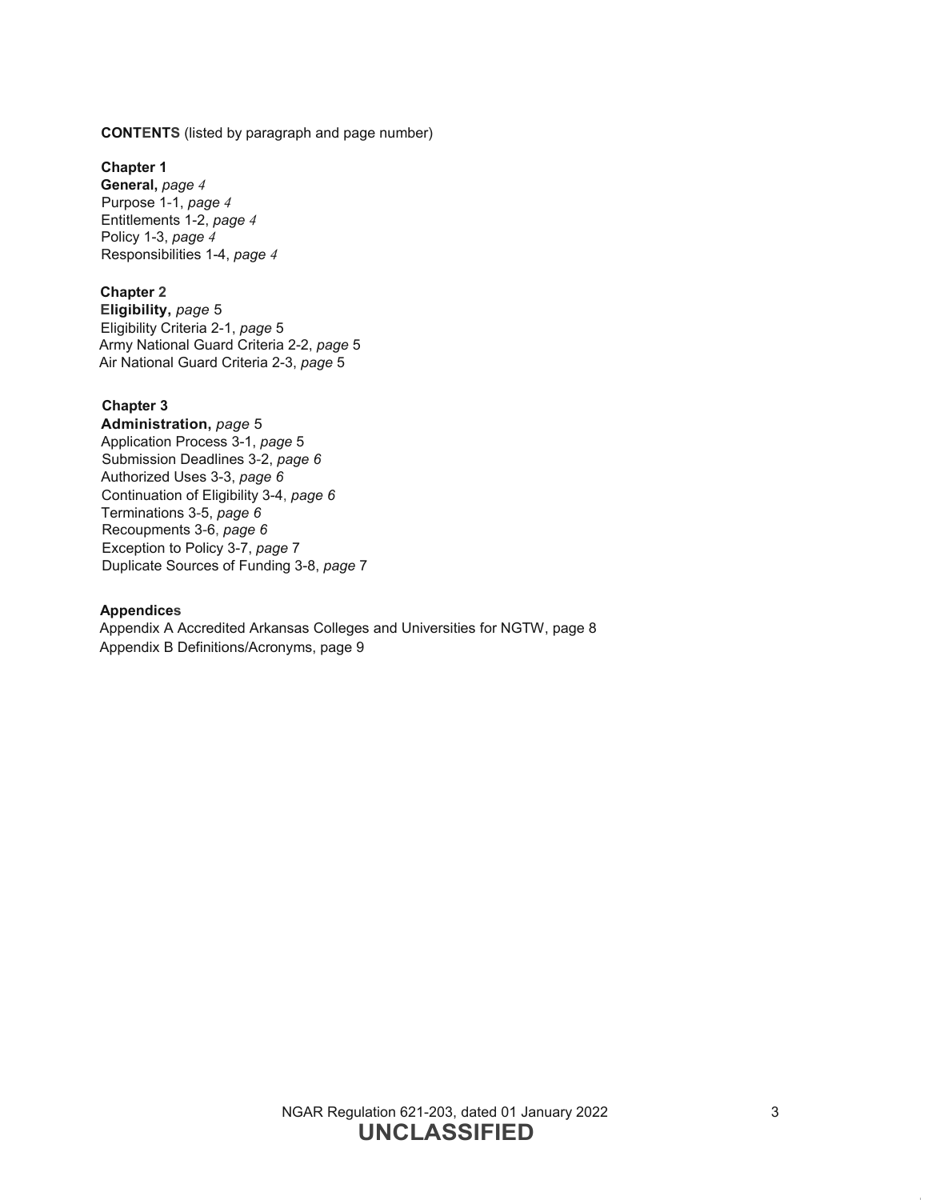**CONTENTS** (listed by paragraph and page number)

**Chapter 1**
**General,** *page 4*
Purpose 1-1, *page 4*
Entitlements 1-2, *page 4*
Policy 1-3, *page 4*
Responsibilities 1-4, *page 4*

**Chapter 2**
**Eligibility,** *page* 5
Eligibility Criteria 2-1, *page* 5
Army National Guard Criteria 2-2, *page* 5
Air National Guard Criteria 2-3, *page* 5

**Chapter 3**
**Administration,** *page* 5
Application Process 3-1, *page* 5
Submission Deadlines 3-2, *page 6*
Authorized Uses 3-3, *page 6*
Continuation of Eligibility 3-4, *page 6*
Terminations 3-5, *page 6*
Recoupments 3-6, *page 6*
Exception to Policy 3-7, *page* 7
Duplicate Sources of Funding 3-8, *page* 7

**Appendices**
Appendix A Accredited Arkansas Colleges and Universities for NGTW, page 8
Appendix B Definitions/Acronyms, page 9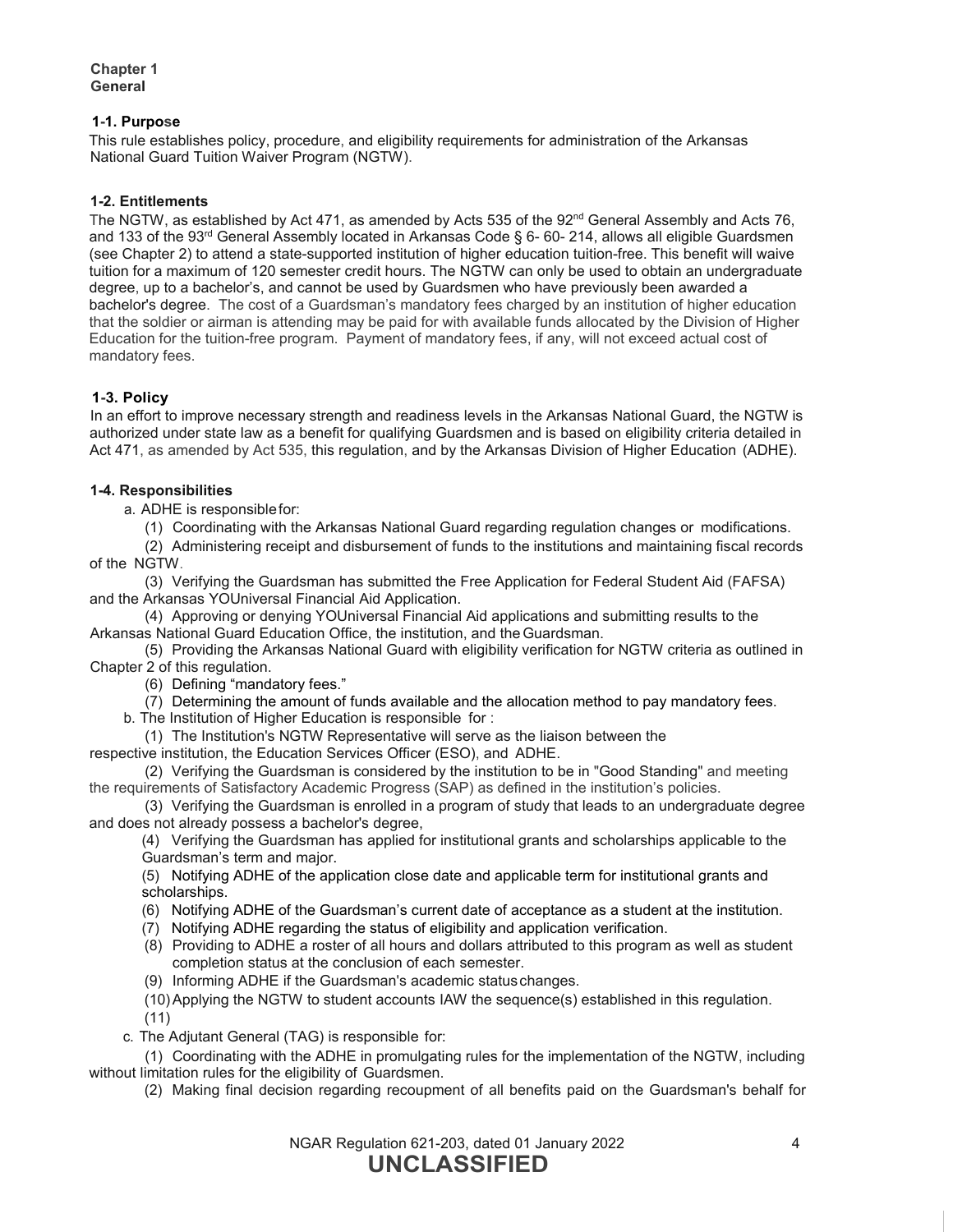**Chapter 1**
**General**

### 1-1. Purpose

This rule establishes policy, procedure, and eligibility requirements for administration of the Arkansas National Guard Tuition Waiver Program (NGTW).

### 1-2. Entitlements

The NGTW, as established by Act 471, as amended by Acts 535 of the 92nd General Assembly and Acts 76, and 133 of the 93rd General Assembly located in Arkansas Code § 6- 60- 214, allows all eligible Guardsmen (see Chapter 2) to attend a state-supported institution of higher education tuition-free. This benefit will waive tuition for a maximum of 120 semester credit hours. The NGTW can only be used to obtain an undergraduate degree, up to a bachelor's, and cannot be used by Guardsmen who have previously been awarded a bachelor's degree. The cost of a Guardsman's mandatory fees charged by an institution of higher education that the soldier or airman is attending may be paid for with available funds allocated by the Division of Higher Education for the tuition-free program. Payment of mandatory fees, if any, will not exceed actual cost of mandatory fees.

### 1-3. Policy

In an effort to improve necessary strength and readiness levels in the Arkansas National Guard, the NGTW is authorized under state law as a benefit for qualifying Guardsmen and is based on eligibility criteria detailed in Act 471, as amended by Act 535, this regulation, and by the Arkansas Division of Higher Education (ADHE).

### 1-4. Responsibilities

a. ADHE is responsible for:

(1) Coordinating with the Arkansas National Guard regarding regulation changes or modifications.

(2) Administering receipt and disbursement of funds to the institutions and maintaining fiscal records of the NGTW.

(3) Verifying the Guardsman has submitted the Free Application for Federal Student Aid (FAFSA) and the Arkansas YOUniversal Financial Aid Application.

(4) Approving or denying YOUniversal Financial Aid applications and submitting results to the Arkansas National Guard Education Office, the institution, and the Guardsman.

(5) Providing the Arkansas National Guard with eligibility verification for NGTW criteria as outlined in Chapter 2 of this regulation.

(6) Defining "mandatory fees."

(7) Determining the amount of funds available and the allocation method to pay mandatory fees.

b. The Institution of Higher Education is responsible for :

(1) The Institution's NGTW Representative will serve as the liaison between the respective institution, the Education Services Officer (ESO), and ADHE.

(2) Verifying the Guardsman is considered by the institution to be in "Good Standing" and meeting the requirements of Satisfactory Academic Progress (SAP) as defined in the institution's policies.

(3) Verifying the Guardsman is enrolled in a program of study that leads to an undergraduate degree and does not already possess a bachelor's degree,

(4) Verifying the Guardsman has applied for institutional grants and scholarships applicable to the Guardsman's term and major.

(5) Notifying ADHE of the application close date and applicable term for institutional grants and scholarships.

(6) Notifying ADHE of the Guardsman's current date of acceptance as a student at the institution.

(7) Notifying ADHE regarding the status of eligibility and application verification.

(8) Providing to ADHE a roster of all hours and dollars attributed to this program as well as student completion status at the conclusion of each semester.

(9) Informing ADHE if the Guardsman's academic status changes.

(10) Applying the NGTW to student accounts IAW the sequence(s) established in this regulation.

(11)

c. The Adjutant General (TAG) is responsible for:

(1) Coordinating with the ADHE in promulgating rules for the implementation of the NGTW, including without limitation rules for the eligibility of Guardsmen.

(2) Making final decision regarding recoupment of all benefits paid on the Guardsman's behalf for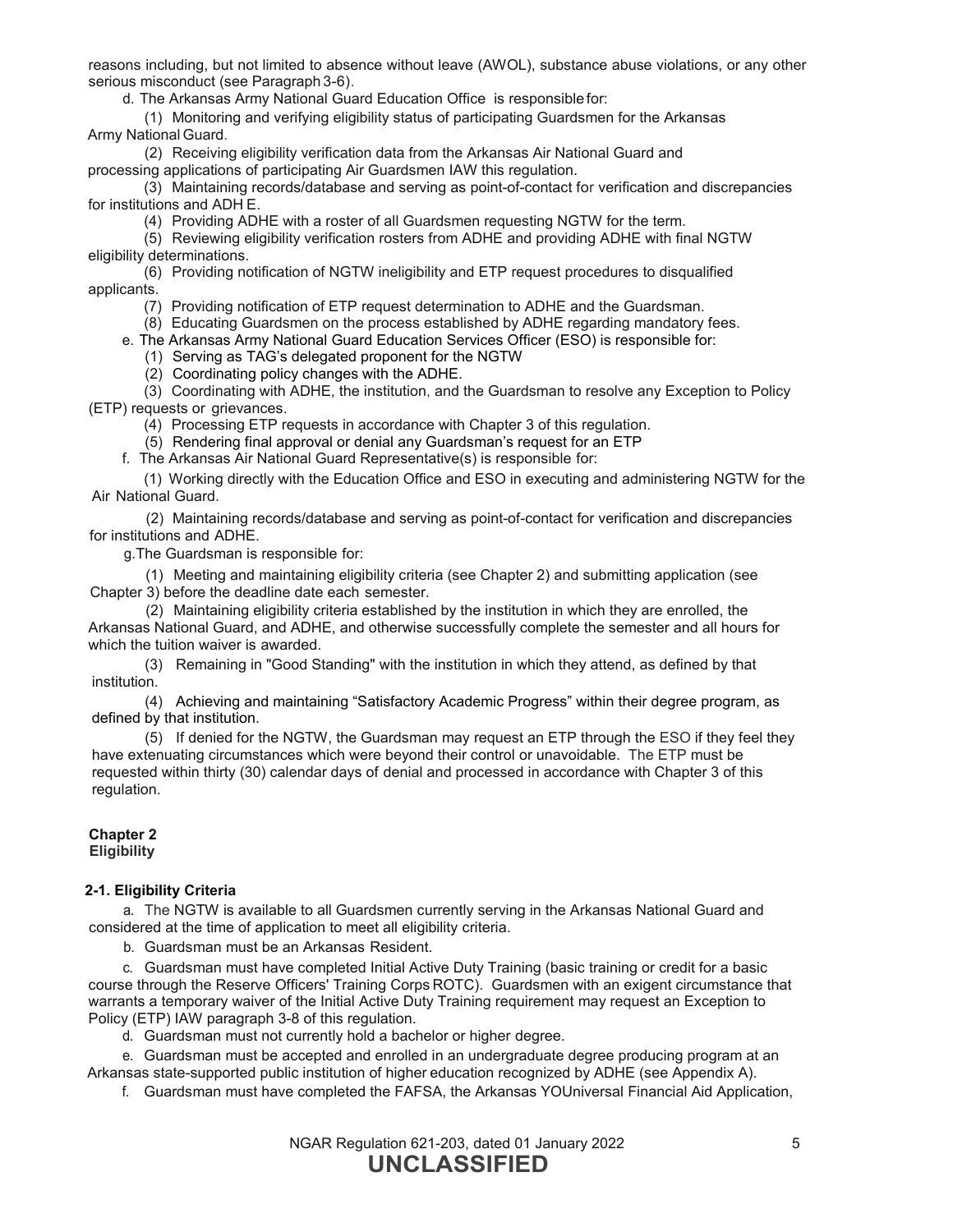reasons including, but not limited to absence without leave (AWOL), substance abuse violations, or any other serious misconduct (see Paragraph 3-6).

d. The Arkansas Army National Guard Education Office is responsible for:

(1) Monitoring and verifying eligibility status of participating Guardsmen for the Arkansas Army National Guard.

(2) Receiving eligibility verification data from the Arkansas Air National Guard and processing applications of participating Air Guardsmen IAW this regulation.

(3) Maintaining records/database and serving as point-of-contact for verification and discrepancies for institutions and ADH E.

(4) Providing ADHE with a roster of all Guardsmen requesting NGTW for the term.

(5) Reviewing eligibility verification rosters from ADHE and providing ADHE with final NGTW eligibility determinations.

(6) Providing notification of NGTW ineligibility and ETP request procedures to disqualified applicants.

(7) Providing notification of ETP request determination to ADHE and the Guardsman.

(8) Educating Guardsmen on the process established by ADHE regarding mandatory fees.

e. The Arkansas Army National Guard Education Services Officer (ESO) is responsible for:

(1) Serving as TAG's delegated proponent for the NGTW

(2) Coordinating policy changes with the ADHE.

(3) Coordinating with ADHE, the institution, and the Guardsman to resolve any Exception to Policy (ETP) requests or grievances.

(4) Processing ETP requests in accordance with Chapter 3 of this regulation.

(5) Rendering final approval or denial any Guardsman's request for an ETP

f. The Arkansas Air National Guard Representative(s) is responsible for:

(1) Working directly with the Education Office and ESO in executing and administering NGTW for the Air National Guard.

(2) Maintaining records/database and serving as point-of-contact for verification and discrepancies for institutions and ADHE.

g. The Guardsman is responsible for:

(1) Meeting and maintaining eligibility criteria (see Chapter 2) and submitting application (see Chapter 3) before the deadline date each semester.

(2) Maintaining eligibility criteria established by the institution in which they are enrolled, the Arkansas National Guard, and ADHE, and otherwise successfully complete the semester and all hours for which the tuition waiver is awarded.

(3) Remaining in "Good Standing" with the institution in which they attend, as defined by that institution.

(4) Achieving and maintaining "Satisfactory Academic Progress" within their degree program, as defined by that institution.

(5) If denied for the NGTW, the Guardsman may request an ETP through the ESO if they feel they have extenuating circumstances which were beyond their control or unavoidable. The ETP must be requested within thirty (30) calendar days of denial and processed in accordance with Chapter 3 of this regulation.

## Chapter 2
## Eligibility

### 2-1. Eligibility Criteria

a. The NGTW is available to all Guardsmen currently serving in the Arkansas National Guard and considered at the time of application to meet all eligibility criteria.

b. Guardsman must be an Arkansas Resident.

c. Guardsman must have completed Initial Active Duty Training (basic training or credit for a basic course through the Reserve Officers' Training Corps ROTC). Guardsmen with an exigent circumstance that warrants a temporary waiver of the Initial Active Duty Training requirement may request an Exception to Policy (ETP) IAW paragraph 3-8 of this regulation.

d. Guardsman must not currently hold a bachelor or higher degree.

e. Guardsman must be accepted and enrolled in an undergraduate degree producing program at an Arkansas state-supported public institution of higher education recognized by ADHE (see Appendix A).

f. Guardsman must have completed the FAFSA, the Arkansas YOUniversal Financial Aid Application,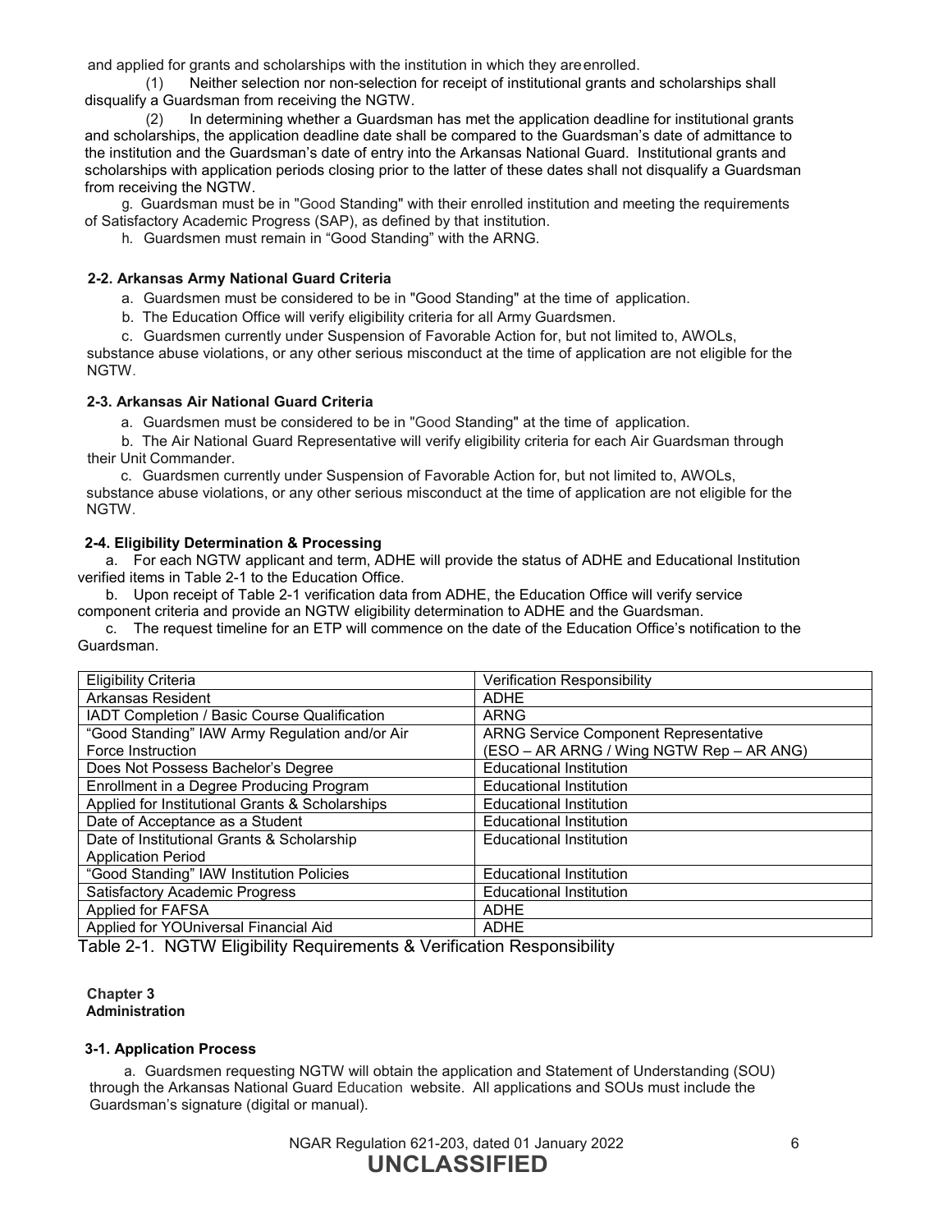and applied for grants and scholarships with the institution in which they are enrolled.

(1) Neither selection nor non-selection for receipt of institutional grants and scholarships shall disqualify a Guardsman from receiving the NGTW.

(2) In determining whether a Guardsman has met the application deadline for institutional grants and scholarships, the application deadline date shall be compared to the Guardsman's date of admittance to the institution and the Guardsman's date of entry into the Arkansas National Guard. Institutional grants and scholarships with application periods closing prior to the latter of these dates shall not disqualify a Guardsman from receiving the NGTW.

g. Guardsman must be in "Good Standing" with their enrolled institution and meeting the requirements of Satisfactory Academic Progress (SAP), as defined by that institution.

h. Guardsmen must remain in "Good Standing" with the ARNG.

### 2-2. Arkansas Army National Guard Criteria

a. Guardsmen must be considered to be in "Good Standing" at the time of application.

b. The Education Office will verify eligibility criteria for all Army Guardsmen.

c. Guardsmen currently under Suspension of Favorable Action for, but not limited to, AWOLs, substance abuse violations, or any other serious misconduct at the time of application are not eligible for the NGTW.

### 2-3. Arkansas Air National Guard Criteria

a. Guardsmen must be considered to be in "Good Standing" at the time of application.

b. The Air National Guard Representative will verify eligibility criteria for each Air Guardsman through their Unit Commander.

c. Guardsmen currently under Suspension of Favorable Action for, but not limited to, AWOLs, substance abuse violations, or any other serious misconduct at the time of application are not eligible for the NGTW.

### 2-4. Eligibility Determination & Processing

a. For each NGTW applicant and term, ADHE will provide the status of ADHE and Educational Institution verified items in Table 2-1 to the Education Office.

b. Upon receipt of Table 2-1 verification data from ADHE, the Education Office will verify service component criteria and provide an NGTW eligibility determination to ADHE and the Guardsman.

c. The request timeline for an ETP will commence on the date of the Education Office's notification to the Guardsman.

| Eligibility Criteria | Verification Responsibility |
|---|---|
| Arkansas Resident | ADHE |
| IADT Completion / Basic Course Qualification | ARNG |
| "Good Standing" IAW Army Regulation and/or Air Force Instruction | ARNG Service Component Representative (ESO – AR ARNG / Wing NGTW Rep – AR ANG) |
| Does Not Possess Bachelor's Degree | Educational Institution |
| Enrollment in a Degree Producing Program | Educational Institution |
| Applied for Institutional Grants & Scholarships | Educational Institution |
| Date of Acceptance as a Student | Educational Institution |
| Date of Institutional Grants & Scholarship Application Period | Educational Institution |
| "Good Standing" IAW Institution Policies | Educational Institution |
| Satisfactory Academic Progress | Educational Institution |
| Applied for FAFSA | ADHE |
| Applied for YOUniversal Financial Aid | ADHE |

Table 2-1. NGTW Eligibility Requirements & Verification Responsibility

## Chapter 3
## Administration

### 3-1. Application Process

a. Guardsmen requesting NGTW will obtain the application and Statement of Understanding (SOU) through the Arkansas National Guard Education website. All applications and SOUs must include the Guardsman's signature (digital or manual).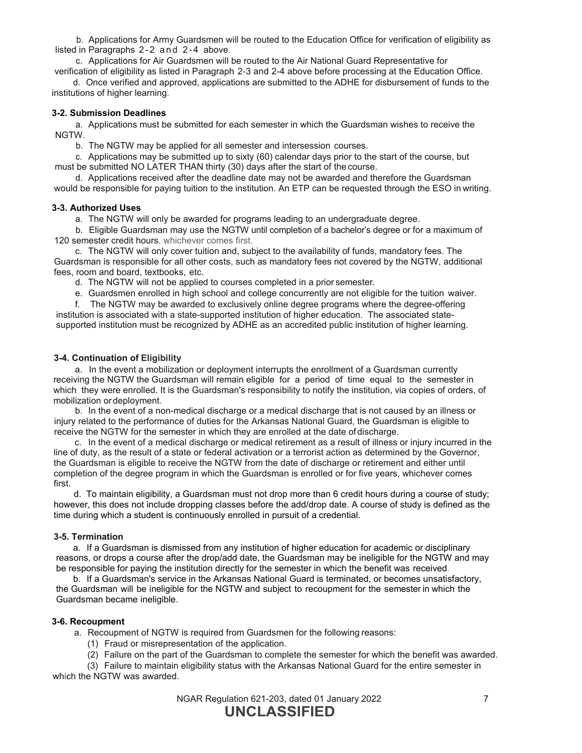b. Applications for Army Guardsmen will be routed to the Education Office for verification of eligibility as listed in Paragraphs 2-2 and 2-4 above.

c. Applications for Air Guardsmen will be routed to the Air National Guard Representative for verification of eligibility as listed in Paragraph 2-3 and 2-4 above before processing at the Education Office.

d. Once verified and approved, applications are submitted to the ADHE for disbursement of funds to the institutions of higher learning.

**3-2. Submission Deadlines**

a. Applications must be submitted for each semester in which the Guardsman wishes to receive the NGTW.

b. The NGTW may be applied for all semester and intersession courses.

c. Applications may be submitted up to sixty (60) calendar days prior to the start of the course, but must be submitted NO LATER THAN thirty (30) days after the start of the course.

d. Applications received after the deadline date may not be awarded and therefore the Guardsman would be responsible for paying tuition to the institution. An ETP can be requested through the ESO in writing.

**3-3. Authorized Uses**

a. The NGTW will only be awarded for programs leading to an undergraduate degree.

b. Eligible Guardsman may use the NGTW until completion of a bachelor's degree or for a maximum of 120 semester credit hours, whichever comes first.

c. The NGTW will only cover tuition and, subject to the availability of funds, mandatory fees. The Guardsman is responsible for all other costs, such as mandatory fees not covered by the NGTW, additional fees, room and board, textbooks, etc.

d. The NGTW will not be applied to courses completed in a prior semester.

e. Guardsmen enrolled in high school and college concurrently are not eligible for the tuition waiver.

f. The NGTW may be awarded to exclusively online degree programs where the degree-offering institution is associated with a state-supported institution of higher education. The associated state-supported institution must be recognized by ADHE as an accredited public institution of higher learning.

**3-4. Continuation of Eligibility**

a. In the event a mobilization or deployment interrupts the enrollment of a Guardsman currently receiving the NGTW the Guardsman will remain eligible for a period of time equal to the semester in which they were enrolled. It is the Guardsman's responsibility to notify the institution, via copies of orders, of mobilization or deployment.

b. In the event of a non-medical discharge or a medical discharge that is not caused by an illness or injury related to the performance of duties for the Arkansas National Guard, the Guardsman is eligible to receive the NGTW for the semester in which they are enrolled at the date of discharge.

c. In the event of a medical discharge or medical retirement as a result of illness or injury incurred in the line of duty, as the result of a state or federal activation or a terrorist action as determined by the Governor, the Guardsman is eligible to receive the NGTW from the date of discharge or retirement and either until completion of the degree program in which the Guardsman is enrolled or for five years, whichever comes first.

d. To maintain eligibility, a Guardsman must not drop more than 6 credit hours during a course of study; however, this does not include dropping classes before the add/drop date. A course of study is defined as the time during which a student is continuously enrolled in pursuit of a credential.

**3-5. Termination**

a. If a Guardsman is dismissed from any institution of higher education for academic or disciplinary reasons, or drops a course after the drop/add date, the Guardsman may be ineligible for the NGTW and may be responsible for paying the institution directly for the semester in which the benefit was received.

b. If a Guardsman's service in the Arkansas National Guard is terminated, or becomes unsatisfactory, the Guardsman will be ineligible for the NGTW and subject to recoupment for the semester in which the Guardsman became ineligible.

**3-6. Recoupment**

a. Recoupment of NGTW is required from Guardsmen for the following reasons:

(1) Fraud or misrepresentation of the application.

(2) Failure on the part of the Guardsman to complete the semester for which the benefit was awarded.

(3) Failure to maintain eligibility status with the Arkansas National Guard for the entire semester in which the NGTW was awarded.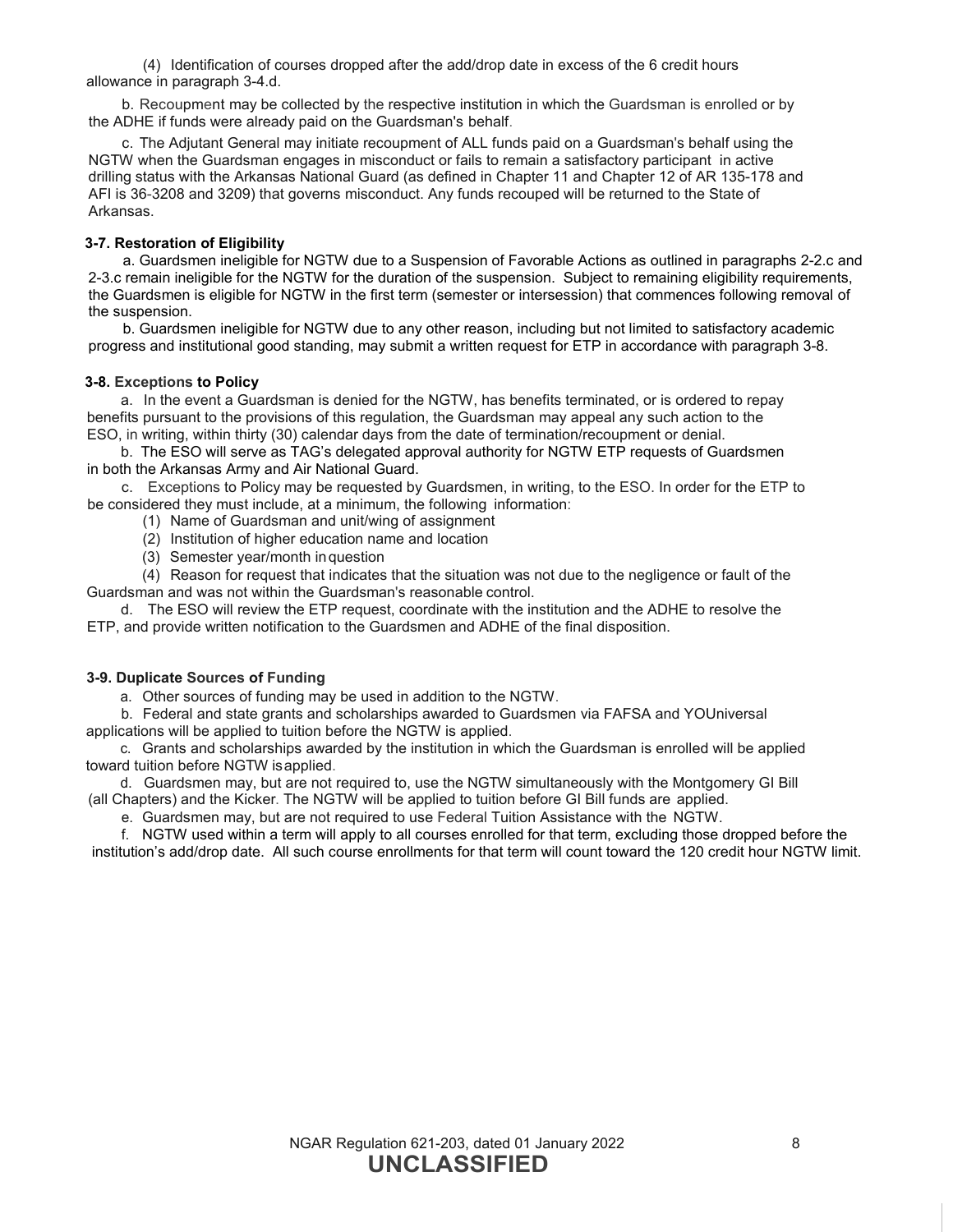(4) Identification of courses dropped after the add/drop date in excess of the 6 credit hours allowance in paragraph 3-4.d.

b. Recoupment may be collected by the respective institution in which the Guardsman is enrolled or by the ADHE if funds were already paid on the Guardsman's behalf.

c. The Adjutant General may initiate recoupment of ALL funds paid on a Guardsman's behalf using the NGTW when the Guardsman engages in misconduct or fails to remain a satisfactory participant in active drilling status with the Arkansas National Guard (as defined in Chapter 11 and Chapter 12 of AR 135-178 and AFI is 36-3208 and 3209) that governs misconduct. Any funds recouped will be returned to the State of Arkansas.

**3-7. Restoration of Eligibility**

a. Guardsmen ineligible for NGTW due to a Suspension of Favorable Actions as outlined in paragraphs 2-2.c and 2-3.c remain ineligible for the NGTW for the duration of the suspension. Subject to remaining eligibility requirements, the Guardsmen is eligible for NGTW in the first term (semester or intersession) that commences following removal of the suspension.

b. Guardsmen ineligible for NGTW due to any other reason, including but not limited to satisfactory academic progress and institutional good standing, may submit a written request for ETP in accordance with paragraph 3-8.

**3-8. Exceptions to Policy**

a. In the event a Guardsman is denied for the NGTW, has benefits terminated, or is ordered to repay benefits pursuant to the provisions of this regulation, the Guardsman may appeal any such action to the ESO, in writing, within thirty (30) calendar days from the date of termination/recoupment or denial.

b. The ESO will serve as TAG's delegated approval authority for NGTW ETP requests of Guardsmen in both the Arkansas Army and Air National Guard.

c. Exceptions to Policy may be requested by Guardsmen, in writing, to the ESO. In order for the ETP to be considered they must include, at a minimum, the following information:

(1) Name of Guardsman and unit/wing of assignment

(2) Institution of higher education name and location

(3) Semester year/month in question

(4) Reason for request that indicates that the situation was not due to the negligence or fault of the Guardsman and was not within the Guardsman's reasonable control.

d. The ESO will review the ETP request, coordinate with the institution and the ADHE to resolve the ETP, and provide written notification to the Guardsmen and ADHE of the final disposition.

**3-9. Duplicate Sources of Funding**

a. Other sources of funding may be used in addition to the NGTW.

b. Federal and state grants and scholarships awarded to Guardsmen via FAFSA and YOUniversal applications will be applied to tuition before the NGTW is applied.

c. Grants and scholarships awarded by the institution in which the Guardsman is enrolled will be applied toward tuition before NGTW is applied.

d. Guardsmen may, but are not required to, use the NGTW simultaneously with the Montgomery GI Bill (all Chapters) and the Kicker. The NGTW will be applied to tuition before GI Bill funds are applied.

e. Guardsmen may, but are not required to use Federal Tuition Assistance with the NGTW.

f. NGTW used within a term will apply to all courses enrolled for that term, excluding those dropped before the institution's add/drop date. All such course enrollments for that term will count toward the 120 credit hour NGTW limit.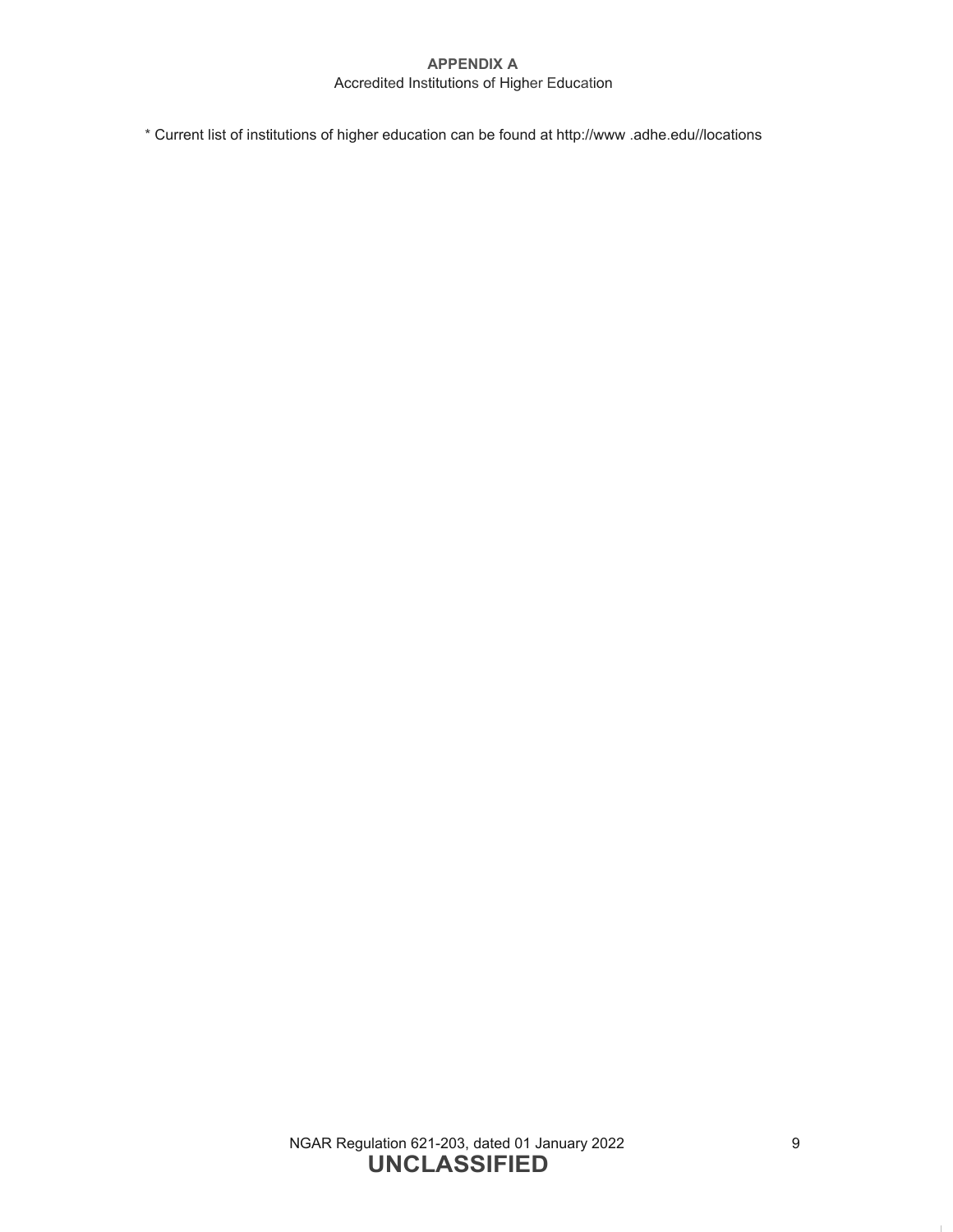## APPENDIX A

Accredited Institutions of Higher Education

* Current list of institutions of higher education can be found at http://www .adhe.edu//locations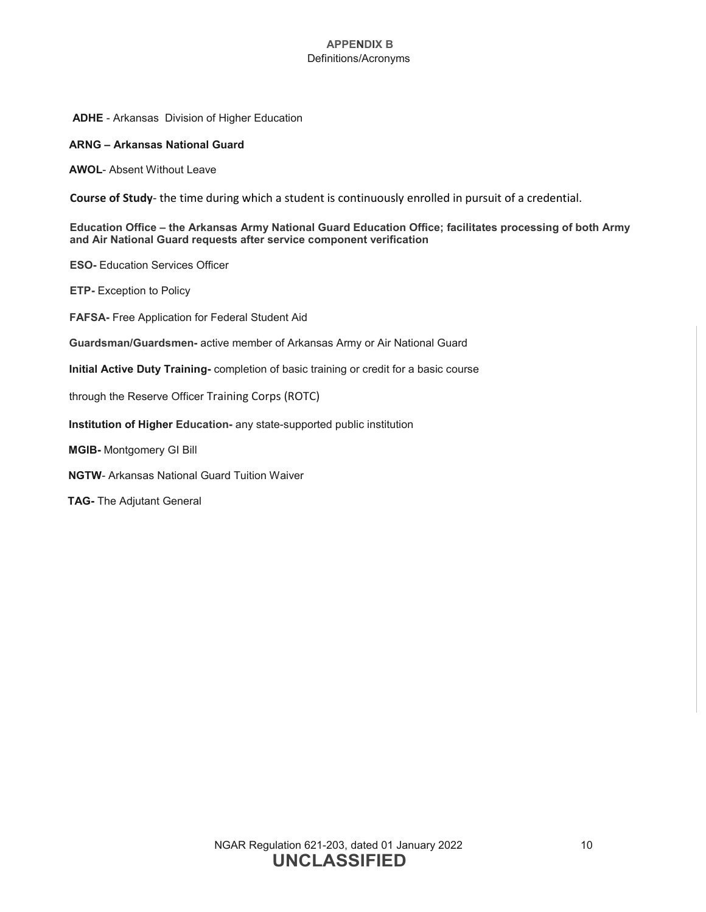## APPENDIX B

Definitions/Acronyms

**ADHE** - Arkansas Division of Higher Education

**ARNG – Arkansas National Guard**

**AWOL**- Absent Without Leave

**Course of Study**- the time during which a student is continuously enrolled in pursuit of a credential.

**Education Office – the Arkansas Army National Guard Education Office; facilitates processing of both Army and Air National Guard requests after service component verification**

**ESO-** Education Services Officer

**ETP-** Exception to Policy

**FAFSA-** Free Application for Federal Student Aid

**Guardsman/Guardsmen-** active member of Arkansas Army or Air National Guard

**Initial Active Duty Training-** completion of basic training or credit for a basic course through the Reserve Officer Training Corps (ROTC)

**Institution of Higher Education-** any state-supported public institution

**MGIB-** Montgomery GI Bill

**NGTW**- Arkansas National Guard Tuition Waiver

**TAG-** The Adjutant General

NGAR Regulation 621-203, dated 01 January 2022

**UNCLASSIFIED**